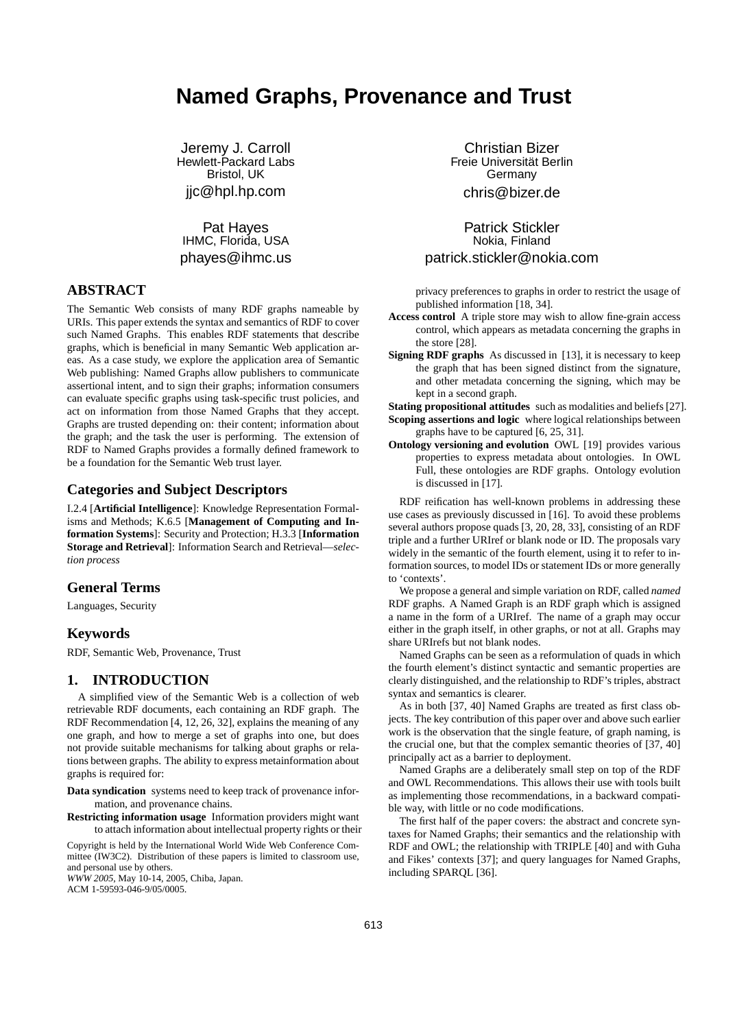# Named Graphs, Provenance and Trust

Jeremy J. Carroll
Hewlett-Packard Labs
Bristol, UK
jjc@hpl.hp.com

Christian Bizer
Freie Universität Berlin
Germany
chris@bizer.de

Pat Hayes
IHMC, Florida, USA
phayes@ihmc.us

Patrick Stickler
Nokia, Finland
patrick.stickler@nokia.com

## ABSTRACT

The Semantic Web consists of many RDF graphs nameable by URIs. This paper extends the syntax and semantics of RDF to cover such Named Graphs. This enables RDF statements that describe graphs, which is beneficial in many Semantic Web application areas. As a case study, we explore the application area of Semantic Web publishing: Named Graphs allow publishers to communicate assertional intent, and to sign their graphs; information consumers can evaluate specific graphs using task-specific trust policies, and act on information from those Named Graphs that they accept. Graphs are trusted depending on: their content; information about the graph; and the task the user is performing. The extension of RDF to Named Graphs provides a formally defined framework to be a foundation for the Semantic Web trust layer.

## Categories and Subject Descriptors

I.2.4 [**Artificial Intelligence**]: Knowledge Representation Formalisms and Methods; K.6.5 [**Management of Computing and Information Systems**]: Security and Protection; H.3.3 [**Information Storage and Retrieval**]: Information Search and Retrieval—*selection process*

## General Terms

Languages, Security

## Keywords

RDF, Semantic Web, Provenance, Trust

## 1. INTRODUCTION

A simplified view of the Semantic Web is a collection of web retrievable RDF documents, each containing an RDF graph. The RDF Recommendation [4, 12, 26, 32], explains the meaning of any one graph, and how to merge a set of graphs into one, but does not provide suitable mechanisms for talking about graphs or relations between graphs. The ability to express metainformation about graphs is required for:

**Data syndication** systems need to keep track of provenance information, and provenance chains.

**Restricting information usage** Information providers might want to attach information about intellectual property rights or their privacy preferences to graphs in order to restrict the usage of published information [18, 34].

**Access control** A triple store may wish to allow fine-grain access control, which appears as metadata concerning the graphs in the store [28].

**Signing RDF graphs** As discussed in [13], it is necessary to keep the graph that has been signed distinct from the signature, and other metadata concerning the signing, which may be kept in a second graph.

**Stating propositional attitudes** such as modalities and beliefs [27].

**Scoping assertions and logic** where logical relationships between graphs have to be captured [6, 25, 31].

**Ontology versioning and evolution** OWL [19] provides various properties to express metadata about ontologies. In OWL Full, these ontologies are RDF graphs. Ontology evolution is discussed in [17].

RDF reification has well-known problems in addressing these use cases as previously discussed in [16]. To avoid these problems several authors propose quads [3, 20, 28, 33], consisting of an RDF triple and a further URIref or blank node or ID. The proposals vary widely in the semantic of the fourth element, using it to refer to information sources, to model IDs or statement IDs or more generally to 'contexts'.

We propose a general and simple variation on RDF, called *named* RDF graphs. A Named Graph is an RDF graph which is assigned a name in the form of a URIref. The name of a graph may occur either in the graph itself, in other graphs, or not at all. Graphs may share URIrefs but not blank nodes.

Named Graphs can be seen as a reformulation of quads in which the fourth element's distinct syntactic and semantic properties are clearly distinguished, and the relationship to RDF's triples, abstract syntax and semantics is clearer.

As in both [37, 40] Named Graphs are treated as first class objects. The key contribution of this paper over and above such earlier work is the observation that the single feature, of graph naming, is the crucial one, but that the complex semantic theories of [37, 40] principally act as a barrier to deployment.

Named Graphs are a deliberately small step on top of the RDF and OWL Recommendations. This allows their use with tools built as implementing those recommendations, in a backward compatible way, with little or no code modifications.

The first half of the paper covers: the abstract and concrete syntaxes for Named Graphs; their semantics and the relationship with RDF and OWL; the relationship with TRIPLE [40] and with Guha and Fikes' contexts [37]; and query languages for Named Graphs, including SPARQL [36].

Copyright is held by the International World Wide Web Conference Committee (IW3C2). Distribution of these papers is limited to classroom use, and personal use by others.
*WWW 2005*, May 10-14, 2005, Chiba, Japan.
ACM 1-59593-046-9/05/0005.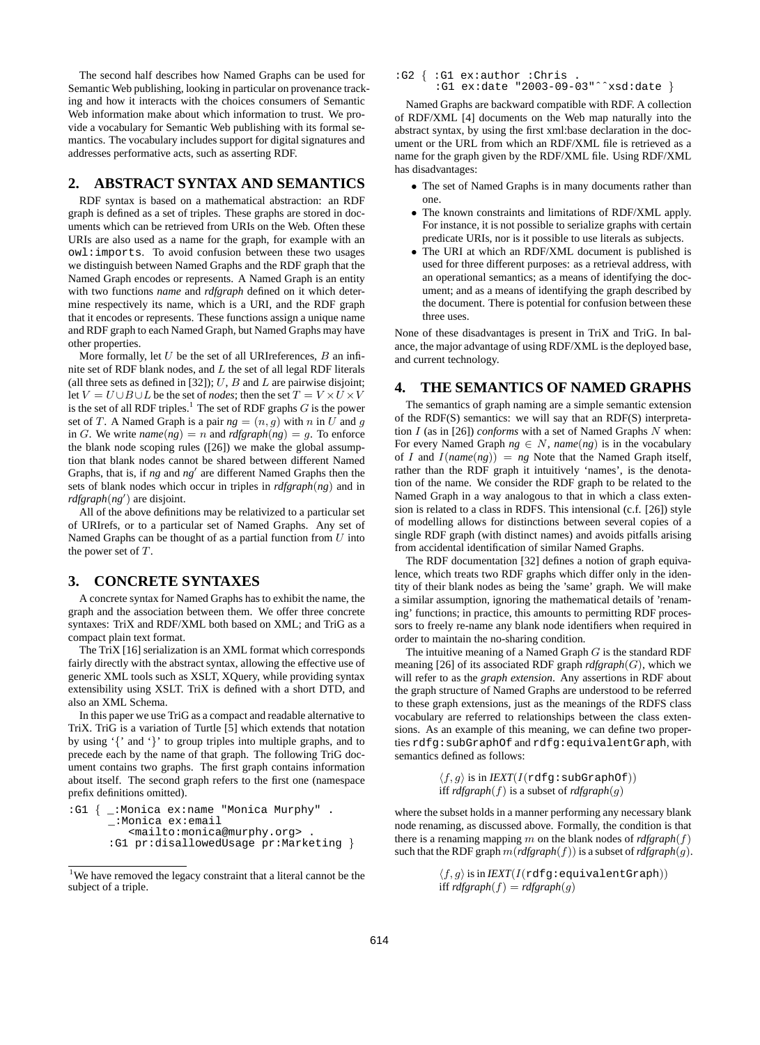The second half describes how Named Graphs can be used for Semantic Web publishing, looking in particular on provenance tracking and how it interacts with the choices consumers of Semantic Web information make about which information to trust. We provide a vocabulary for Semantic Web publishing with its formal semantics. The vocabulary includes support for digital signatures and addresses performative acts, such as asserting RDF.

## 2. ABSTRACT SYNTAX AND SEMANTICS

RDF syntax is based on a mathematical abstraction: an RDF graph is defined as a set of triples. These graphs are stored in documents which can be retrieved from URIs on the Web. Often these URIs are also used as a name for the graph, for example with an `owl:imports`. To avoid confusion between these two usages we distinguish between Named Graphs and the RDF graph that the Named Graph encodes or represents. A Named Graph is an entity with two functions *name* and *rdfgraph* defined on it which determine respectively its name, which is a URI, and the RDF graph that it encodes or represents. These functions assign a unique name and RDF graph to each Named Graph, but Named Graphs may have other properties.

More formally, let $U$ be the set of all URIreferences, $B$ an infinite set of RDF blank nodes, and $L$ the set of all legal RDF literals (all three sets as defined in [32]); $U$, $B$ and $L$ are pairwise disjoint; let $V = U \cup B \cup L$ be the set of *nodes*; then the set $T = V \times U \times V$ is the set of all RDF triples.[1] The set of RDF graphs $G$ is the power set of $T$. A Named Graph is a pair $ng = (n, g)$ with $n$ in $U$ and $g$ in $G$. We write $name(ng) = n$ and $rdfgraph(ng) = g$. To enforce the blank node scoping rules ([26]) we make the global assumption that blank nodes cannot be shared between different Named Graphs, that is, if $ng$ and $ng'$ are different Named Graphs then the sets of blank nodes which occur in triples in $rdfgraph(ng)$ and in $rdfgraph(ng')$ are disjoint.

All of the above definitions may be relativized to a particular set of URIrefs, or to a particular set of Named Graphs. Any set of Named Graphs can be thought of as a partial function from $U$ into the power set of $T$.

## 3. CONCRETE SYNTAXES

A concrete syntax for Named Graphs has to exhibit the name, the graph and the association between them. We offer three concrete syntaxes: TriX and RDF/XML both based on XML; and TriG as a compact plain text format.

The TriX [16] serialization is an XML format which corresponds fairly directly with the abstract syntax, allowing the effective use of generic XML tools such as XSLT, XQuery, while providing syntax extensibility using XSLT. TriX is defined with a short DTD, and also an XML Schema.

In this paper we use TriG as a compact and readable alternative to TriX. TriG is a variation of Turtle [5] which extends that notation by using '{' and '}' to group triples into multiple graphs, and to precede each by the name of that graph. The following TriG document contains two graphs. The first graph contains information about itself. The second graph refers to the first one (namespace prefix definitions omitted).

```
:G1 { _:Monica ex:name "Monica Murphy" .
      _:Monica ex:email
          <mailto:monica@murphy.org> .
      :G1 pr:disallowedUsage pr:Marketing }
```

```
:G2 { :G1 ex:author :Chris .
      :G1 ex:date "2003-09-03"^^xsd:date }
```

Named Graphs are backward compatible with RDF. A collection of RDF/XML [4] documents on the Web map naturally into the abstract syntax, by using the first xml:base declaration in the document or the URL from which an RDF/XML file is retrieved as a name for the graph given by the RDF/XML file. Using RDF/XML has disadvantages:

- The set of Named Graphs is in many documents rather than one.
- The known constraints and limitations of RDF/XML apply. For instance, it is not possible to serialize graphs with certain predicate URIs, nor is it possible to use literals as subjects.
- The URI at which an RDF/XML document is published is used for three different purposes: as a retrieval address, with an operational semantics; as a means of identifying the document; and as a means of identifying the graph described by the document. There is potential for confusion between these three uses.

None of these disadvantages is present in TriX and TriG. In balance, the major advantage of using RDF/XML is the deployed base, and current technology.

## 4. THE SEMANTICS OF NAMED GRAPHS

The semantics of graph naming are a simple semantic extension of the RDF(S) semantics: we will say that an RDF(S) interpretation $I$ (as in [26]) *conforms* with a set of Named Graphs $N$ when: For every Named Graph $ng \in N$, $name(ng)$ is in the vocabulary of $I$ and $I(name(ng)) = ng$ Note that the Named Graph itself, rather than the RDF graph it intuitively 'names', is the denotation of the name. We consider the RDF graph to be related to the Named Graph in a way analogous to that in which a class extension is related to a class in RDFS. This intensional (c.f. [26]) style of modelling allows for distinctions between several copies of a single RDF graph (with distinct names) and avoids pitfalls arising from accidental identification of similar Named Graphs.

The RDF documentation [32] defines a notion of graph equivalence, which treats two RDF graphs which differ only in the identity of their blank nodes as being the 'same' graph. We will make a similar assumption, ignoring the mathematical details of 'renaming' functions; in practice, this amounts to permitting RDF processors to freely re-name any blank node identifiers when required in order to maintain the no-sharing condition.

The intuitive meaning of a Named Graph $G$ is the standard RDF meaning [26] of its associated RDF graph $rdfgraph(G)$, which we will refer to as the *graph extension*. Any assertions in RDF about the graph structure of Named Graphs are understood to be referred to these graph extensions, just as the meanings of the RDFS class vocabulary are referred to relationships between the class extensions. As an example of this meaning, we can define two properties `rdfg:subGraphOf` and `rdfg:equivalentGraph`, with semantics defined as follows:

$\langle f, g \rangle$ is in $IEXT(I(\texttt{rdfg:subGraphOf}))$ iff $rdfgraph(f)$ is a subset of $rdfgraph(g)$

where the subset holds in a manner performing any necessary blank node renaming, as discussed above. Formally, the condition is that there is a renaming mapping $m$ on the blank nodes of $rdfgraph(f)$ such that the RDF graph $m(rdfgraph(f))$ is a subset of $rdfgraph(g)$.

$\langle f, g \rangle$ is in $IEXT(I(\texttt{rdfg:equivalentGraph}))$ iff $rdfgraph(f) = rdfgraph(g)$

[1] We have removed the legacy constraint that a literal cannot be the subject of a triple.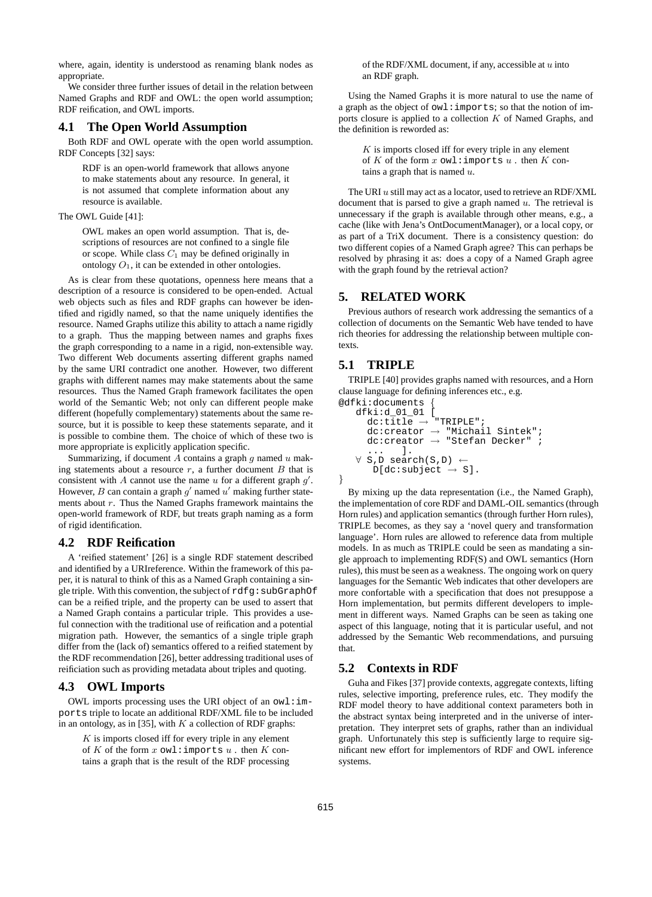where, again, identity is understood as renaming blank nodes as appropriate.

We consider three further issues of detail in the relation between Named Graphs and RDF and OWL: the open world assumption; RDF reification, and OWL imports.

### 4.1 The Open World Assumption

Both RDF and OWL operate with the open world assumption. RDF Concepts [32] says:

> RDF is an open-world framework that allows anyone to make statements about any resource. In general, it is not assumed that complete information about any resource is available.

The OWL Guide [41]:

> OWL makes an open world assumption. That is, descriptions of resources are not confined to a single file or scope. While class $C_1$ may be defined originally in ontology $O_1$, it can be extended in other ontologies.

As is clear from these quotations, openness here means that a description of a resource is considered to be open-ended. Actual web objects such as files and RDF graphs can however be identified and rigidly named, so that the name uniquely identifies the resource. Named Graphs utilize this ability to attach a name rigidly to a graph. Thus the mapping between names and graphs fixes the graph corresponding to a name in a rigid, non-extensible way. Two different Web documents asserting different graphs named by the same URI contradict one another. However, two different graphs with different names may make statements about the same resources. Thus the Named Graph framework facilitates the open world of the Semantic Web; not only can different people make different (hopefully complementary) statements about the same resource, but it is possible to keep these statements separate, and it is possible to combine them. The choice of which of these two is more appropriate is explicitly application specific.

Summarizing, if document $A$ contains a graph $g$ named $u$ making statements about a resource $r$, a further document $B$ that is consistent with $A$ cannot use the name $u$ for a different graph $g'$. However, $B$ can contain a graph $g'$ named $u'$ making further statements about $r$. Thus the Named Graphs framework maintains the open-world framework of RDF, but treats graph naming as a form of rigid identification.

### 4.2 RDF Reification

A 'reified statement' [26] is a single RDF statement described and identified by a URIreference. Within the framework of this paper, it is natural to think of this as a Named Graph containing a single triple. With this convention, the subject of `rdfg:subGraphOf` can be a reified triple, and the property can be used to assert that a Named Graph contains a particular triple. This provides a useful connection with the traditional use of reification and a potential migration path. However, the semantics of a single triple graph differ from the (lack of) semantics offered to a reified statement by the RDF recommendation [26], better addressing traditional uses of reificiation such as providing metadata about triples and quoting.

### 4.3 OWL Imports

OWL imports processing uses the URI object of an `owl:imports` triple to locate an additional RDF/XML file to be included in an ontology, as in [35], with $K$ a collection of RDF graphs:

> $K$ is imports closed iff for every triple in any element of $K$ of the form $x$ `owl:imports` $u$ . then $K$ contains a graph that is the result of the RDF processing of the RDF/XML document, if any, accessible at $u$ into an RDF graph.

Using the Named Graphs it is more natural to use the name of a graph as the object of `owl:imports`; so that the notion of imports closure is applied to a collection $K$ of Named Graphs, and the definition is reworded as:

> $K$ is imports closed iff for every triple in any element of $K$ of the form $x$ `owl:imports` $u$ . then $K$ contains a graph that is named $u$.

The URI $u$ still may act as a locator, used to retrieve an RDF/XML document that is parsed to give a graph named $u$. The retrieval is unnecessary if the graph is available through other means, e.g., a cache (like with Jena's OntDocumentManager), or a local copy, or as part of a TriX document. There is a consistency question: do two different copies of a Named Graph agree? This can perhaps be resolved by phrasing it as: does a copy of a Named Graph agree with the graph found by the retrieval action?

## 5. RELATED WORK

Previous authors of research work addressing the semantics of a collection of documents on the Semantic Web have tended to have rich theories for addressing the relationship between multiple contexts.

### 5.1 TRIPLE

TRIPLE [40] provides graphs named with resources, and a Horn clause language for defining inferences etc., e.g.

```
@dfki:documents {
   dfki:d_01_01 [
     dc:title → "TRIPLE";
     dc:creator → "Michail Sintek";
     dc:creator → "Stefan Decker" ;
     ...  ].
   ∀ S,D search(S,D) ←
      D[dc:subject → S].
}
```

By mixing up the data representation (i.e., the Named Graph), the implementation of core RDF and DAML-OIL semantics (through Horn rules) and application semantics (through further Horn rules), TRIPLE becomes, as they say a 'novel query and transformation language'. Horn rules are allowed to reference data from multiple models. In as much as TRIPLE could be seen as mandating a single approach to implementing RDF(S) and OWL semantics (Horn rules), this must be seen as a weakness. The ongoing work on query languages for the Semantic Web indicates that other developers are more confortable with a specification that does not presuppose a Horn implementation, but permits different developers to implement in different ways. Named Graphs can be seen as taking one aspect of this language, noting that it is particular useful, and not addressed by the Semantic Web recommendations, and pursuing that.

### 5.2 Contexts in RDF

Guha and Fikes [37] provide contexts, aggregate contexts, lifting rules, selective importing, preference rules, etc. They modify the RDF model theory to have additional context parameters both in the abstract syntax being interpreted and in the universe of interpretation. They interpret sets of graphs, rather than an individual graph. Unfortunately this step is sufficiently large to require significant new effort for implementors of RDF and OWL inference systems.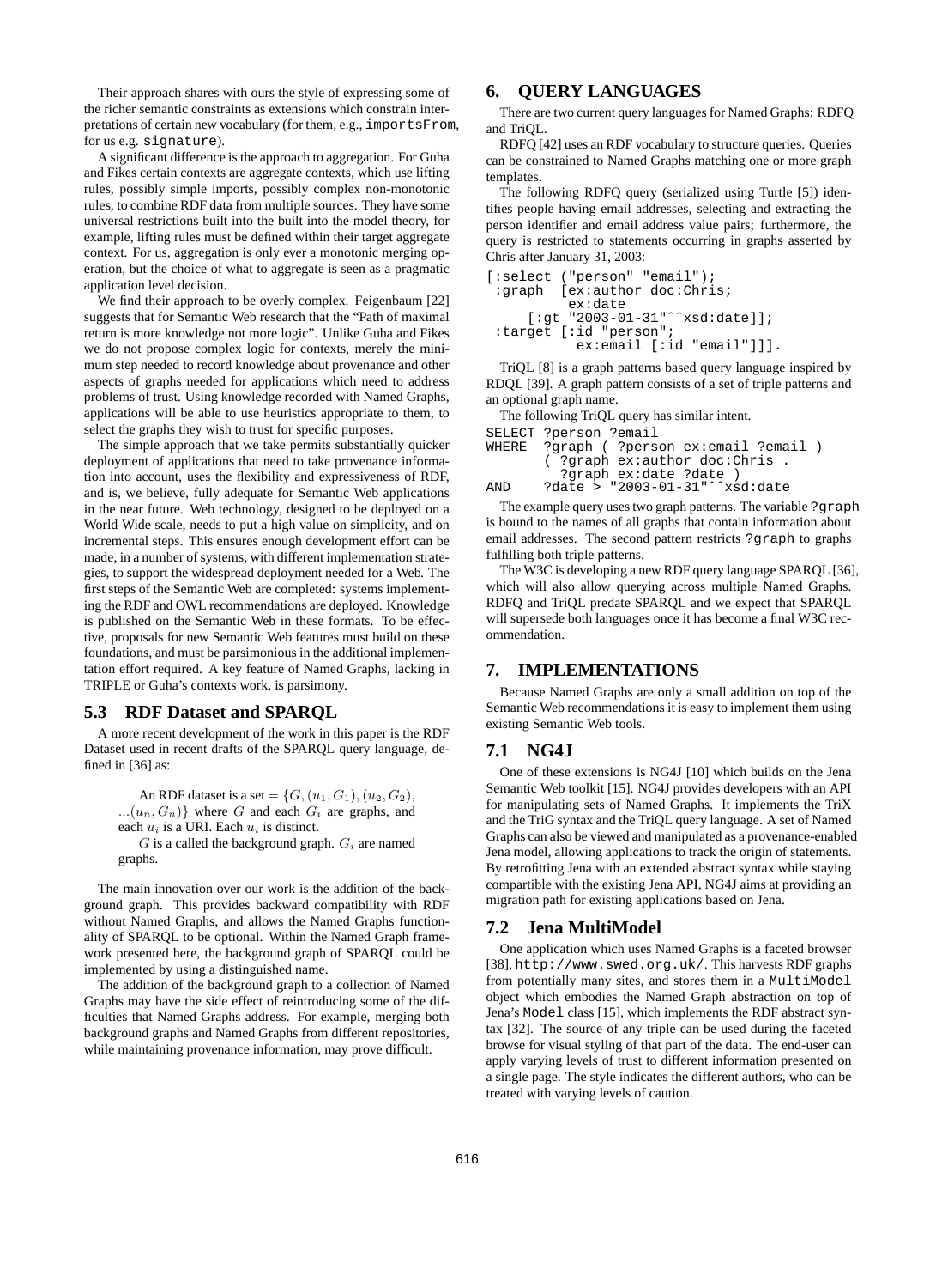Their approach shares with ours the style of expressing some of the richer semantic constraints as extensions which constrain interpretations of certain new vocabulary (for them, e.g., `importsFrom`, for us e.g. `signature`).

A significant difference is the approach to aggregation. For Guha and Fikes certain contexts are aggregate contexts, which use lifting rules, possibly simple imports, possibly complex non-monotonic rules, to combine RDF data from multiple sources. They have some universal restrictions built into the built into the model theory, for example, lifting rules must be defined within their target aggregate context. For us, aggregation is only ever a monotonic merging operation, but the choice of what to aggregate is seen as a pragmatic application level decision.

We find their approach to be overly complex. Feigenbaum [22] suggests that for Semantic Web research that the "Path of maximal return is more knowledge not more logic". Unlike Guha and Fikes we do not propose complex logic for contexts, merely the minimum step needed to record knowledge about provenance and other aspects of graphs needed for applications which need to address problems of trust. Using knowledge recorded with Named Graphs, applications will be able to use heuristics appropriate to them, to select the graphs they wish to trust for specific purposes.

The simple approach that we take permits substantially quicker deployment of applications that need to take provenance information into account, uses the flexibility and expressiveness of RDF, and is, we believe, fully adequate for Semantic Web applications in the near future. Web technology, designed to be deployed on a World Wide scale, needs to put a high value on simplicity, and on incremental steps. This ensures enough development effort can be made, in a number of systems, with different implementation strategies, to support the widespread deployment needed for a Web. The first steps of the Semantic Web are completed: systems implementing the RDF and OWL recommendations are deployed. Knowledge is published on the Semantic Web in these formats. To be effective, proposals for new Semantic Web features must build on these foundations, and must be parsimonious in the additional implementation effort required. A key feature of Named Graphs, lacking in TRIPLE or Guha's contexts work, is parsimony.

### 5.3 RDF Dataset and SPARQL

A more recent development of the work in this paper is the RDF Dataset used in recent drafts of the SPARQL query language, defined in [36] as:

> An RDF dataset is a set $= \{G, (u_1, G_1), (u_2, G_2), ...(u_n, G_n)\}$ where $G$ and each $G_i$ are graphs, and each $u_i$ is a URI. Each $u_i$ is distinct.
>
> $G$ is a called the background graph. $G_i$ are named graphs.

The main innovation over our work is the addition of the background graph. This provides backward compatibility with RDF without Named Graphs, and allows the Named Graphs functionality of SPARQL to be optional. Within the Named Graph framework presented here, the background graph of SPARQL could be implemented by using a distinguished name.

The addition of the background graph to a collection of Named Graphs may have the side effect of reintroducing some of the difficulties that Named Graphs address. For example, merging both background graphs and Named Graphs from different repositories, while maintaining provenance information, may prove difficult.

## 6. QUERY LANGUAGES

There are two current query languages for Named Graphs: RDFQ and TriQL.

RDFQ [42] uses an RDF vocabulary to structure queries. Queries can be constrained to Named Graphs matching one or more graph templates.

The following RDFQ query (serialized using Turtle [5]) identifies people having email addresses, selecting and extracting the person identifier and email address value pairs; furthermore, the query is restricted to statements occurring in graphs asserted by Chris after January 31, 2003:

```
[:select ("person" "email");
 :graph  [ex:author doc:Chris;
          ex:date
      [:gt "2003-01-31"^^xsd:date]];
 :target [:id "person";
           ex:email [:id "email"]]].
```

TriQL [8] is a graph patterns based query language inspired by RDQL [39]. A graph pattern consists of a set of triple patterns and an optional graph name.

The following TriQL query has similar intent.

```
SELECT ?person ?email
WHERE  ?graph ( ?person ex:email ?email )
       ( ?graph ex:author doc:Chris .
         ?graph ex:date ?date )
AND    ?date > "2003-01-31"^^xsd:date
```

The example query uses two graph patterns. The variable `?graph` is bound to the names of all graphs that contain information about email addresses. The second pattern restricts `?graph` to graphs fulfilling both triple patterns.

The W3C is developing a new RDF query language SPARQL [36], which will also allow querying across multiple Named Graphs. RDFQ and TriQL predate SPARQL and we expect that SPARQL will supersede both languages once it has become a final W3C recommendation.

## 7. IMPLEMENTATIONS

Because Named Graphs are only a small addition on top of the Semantic Web recommendations it is easy to implement them using existing Semantic Web tools.

### 7.1 NG4J

One of these extensions is NG4J [10] which builds on the Jena Semantic Web toolkit [15]. NG4J provides developers with an API for manipulating sets of Named Graphs. It implements the TriX and the TriG syntax and the TriQL query language. A set of Named Graphs can also be viewed and manipulated as a provenance-enabled Jena model, allowing applications to track the origin of statements. By retrofitting Jena with an extended abstract syntax while staying compartible with the existing Jena API, NG4J aims at providing an migration path for existing applications based on Jena.

### 7.2 Jena MultiModel

One application which uses Named Graphs is a faceted browser [38], `http://www.swed.org.uk/`. This harvests RDF graphs from potentially many sites, and stores them in a `MultiModel` object which embodies the Named Graph abstraction on top of Jena's `Model` class [15], which implements the RDF abstract syntax [32]. The source of any triple can be used during the faceted browse for visual styling of that part of the data. The end-user can apply varying levels of trust to different information presented on a single page. The style indicates the different authors, who can be treated with varying levels of caution.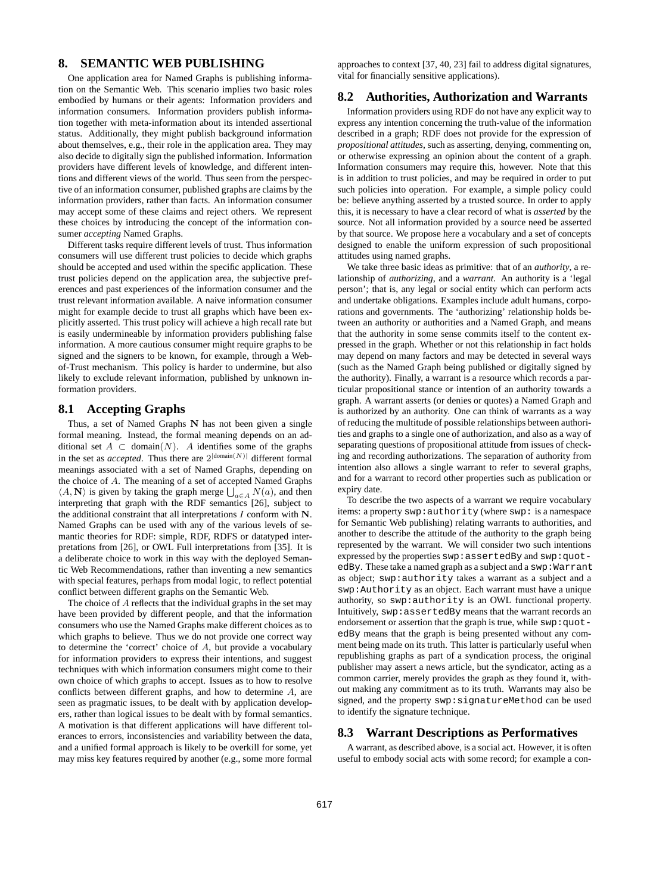## 8. SEMANTIC WEB PUBLISHING

One application area for Named Graphs is publishing information on the Semantic Web. This scenario implies two basic roles embodied by humans or their agents: Information providers and information consumers. Information providers publish information together with meta-information about its intended assertional status. Additionally, they might publish background information about themselves, e.g., their role in the application area. They may also decide to digitally sign the published information. Information providers have different levels of knowledge, and different intentions and different views of the world. Thus seen from the perspective of an information consumer, published graphs are claims by the information providers, rather than facts. An information consumer may accept some of these claims and reject others. We represent these choices by introducing the concept of the information consumer *accepting* Named Graphs.

Different tasks require different levels of trust. Thus information consumers will use different trust policies to decide which graphs should be accepted and used within the specific application. These trust policies depend on the application area, the subjective preferences and past experiences of the information consumer and the trust relevant information available. A naive information consumer might for example decide to trust all graphs which have been explicitly asserted. This trust policy will achieve a high recall rate but is easily undermineable by information providers publishing false information. A more cautious consumer might require graphs to be signed and the signers to be known, for example, through a Web-of-Trust mechanism. This policy is harder to undermine, but also likely to exclude relevant information, published by unknown information providers.

### 8.1 Accepting Graphs

Thus, a set of Named Graphs $\mathbf{N}$ has not been given a single formal meaning. Instead, the formal meaning depends on an additional set $A \subset \text{domain}(N)$. $A$ identifies some of the graphs in the set as *accepted*. Thus there are $2^{|\text{domain}(N)|}$ different formal meanings associated with a set of Named Graphs, depending on the choice of $A$. The meaning of a set of accepted Named Graphs $\langle A, \mathbf{N}\rangle$ is given by taking the graph merge $\bigcup_{a \in A} N(a)$, and then interpreting that graph with the RDF semantics [26], subject to the additional constraint that all interpretations $I$ conform with $\mathbf{N}$. Named Graphs can be used with any of the various levels of semantic theories for RDF: simple, RDF, RDFS or datatyped interpretations from [26], or OWL Full interpretations from [35]. It is a deliberate choice to work in this way with the deployed Semantic Web Recommendations, rather than inventing a new semantics with special features, perhaps from modal logic, to reflect potential conflict between different graphs on the Semantic Web.

The choice of $A$ reflects that the individual graphs in the set may have been provided by different people, and that the information consumers who use the Named Graphs make different choices as to which graphs to believe. Thus we do not provide one correct way to determine the 'correct' choice of $A$, but provide a vocabulary for information providers to express their intentions, and suggest techniques with which information consumers might come to their own choice of which graphs to accept. Issues as to how to resolve conflicts between different graphs, and how to determine $A$, are seen as pragmatic issues, to be dealt with by application developers, rather than logical issues to be dealt with by formal semantics. A motivation is that different applications will have different tolerances to errors, inconsistencies and variability between the data, and a unified formal approach is likely to be overkill for some, yet may miss key features required by another (e.g., some more formal approaches to context [37, 40, 23] fail to address digital signatures, vital for financially sensitive applications).

### 8.2 Authorities, Authorization and Warrants

Information providers using RDF do not have any explicit way to express any intention concerning the truth-value of the information described in a graph; RDF does not provide for the expression of *propositional attitudes*, such as asserting, denying, commenting on, or otherwise expressing an opinion about the content of a graph. Information consumers may require this, however. Note that this is in addition to trust policies, and may be required in order to put such policies into operation. For example, a simple policy could be: believe anything asserted by a trusted source. In order to apply this, it is necessary to have a clear record of what is *asserted* by the source. Not all information provided by a source need be asserted by that source. We propose here a vocabulary and a set of concepts designed to enable the uniform expression of such propositional attitudes using named graphs.

We take three basic ideas as primitive: that of an *authority*, a relationship of *authorizing*, and a *warrant*. An authority is a 'legal person'; that is, any legal or social entity which can perform acts and undertake obligations. Examples include adult humans, corporations and governments. The 'authorizing' relationship holds between an authority or authorities and a Named Graph, and means that the authority in some sense commits itself to the content expressed in the graph. Whether or not this relationship in fact holds may depend on many factors and may be detected in several ways (such as the Named Graph being published or digitally signed by the authority). Finally, a warrant is a resource which records a particular propositional stance or intention of an authority towards a graph. A warrant asserts (or denies or quotes) a Named Graph and is authorized by an authority. One can think of warrants as a way of reducing the multitude of possible relationships between authorities and graphs to a single one of authorization, and also as a way of separating questions of propositional attitude from issues of checking and recording authorizations. The separation of authority from intention also allows a single warrant to refer to several graphs, and for a warrant to record other properties such as publication or expiry date.

To describe the two aspects of a warrant we require vocabulary items: a property `swp:authority` (where `swp:` is a namespace for Semantic Web publishing) relating warrants to authorities, and another to describe the attitude of the authority to the graph being represented by the warrant. We will consider two such intentions expressed by the properties `swp:assertedBy` and `swp:quotedBy`. These take a named graph as a subject and a `swp:Warrant` as object; `swp:authority` takes a warrant as a subject and a `swp:Authority` as an object. Each warrant must have a unique authority, so `swp:authority` is an OWL functional property. Intuitively, `swp:assertedBy` means that the warrant records an endorsement or assertion that the graph is true, while `swp:quotedBy` means that the graph is being presented without any comment being made on its truth. This latter is particularly useful when republishing graphs as part of a syndication process, the original publisher may assert a news article, but the syndicator, acting as a common carrier, merely provides the graph as they found it, without making any commitment as to its truth. Warrants may also be signed, and the property `swp:signatureMethod` can be used to identify the signature technique.

### 8.3 Warrant Descriptions as Performatives

A warrant, as described above, is a social act. However, it is often useful to embody social acts with some record; for example a con-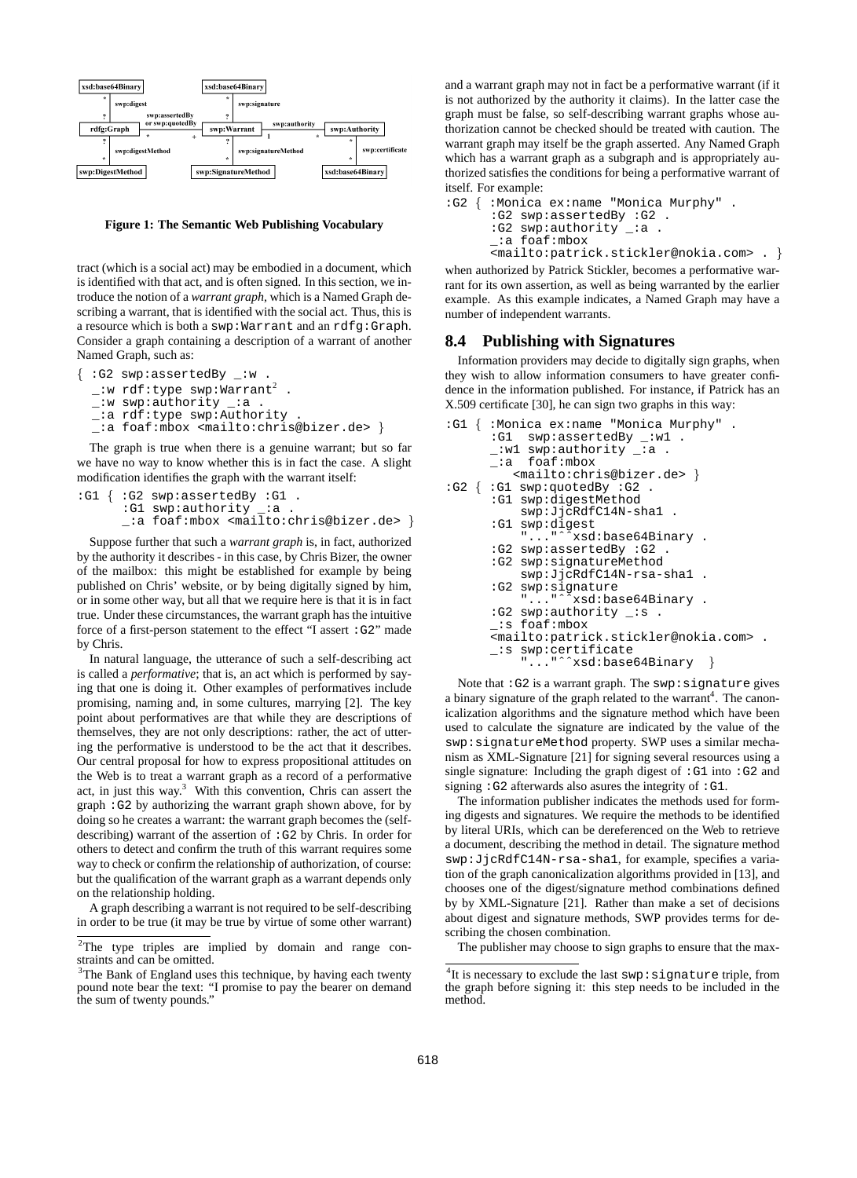Figure 1: The Semantic Web Publishing Vocabulary

tract (which is a social act) may be embodied in a document, which is identified with that act, and is often signed. In this section, we introduce the notion of a *warrant graph*, which is a Named Graph describing a warrant, that is identified with the social act. Thus, this is a resource which is both a `swp:Warrant` and an `rdfg:Graph`. Consider a graph containing a description of a warrant of another Named Graph, such as:

```
{ :G2 swp:assertedBy _:w .
  _:w rdf:type swp:Warrant² .
  _:w swp:authority _:a .
  _:a rdf:type swp:Authority .
  _:a foaf:mbox <mailto:chris@bizer.de> }
```

The graph is true when there is a genuine warrant; but so far we have no way to know whether this is in fact the case. A slight modification identifies the graph with the warrant itself:

```
:G1 { :G2 swp:assertedBy :G1 .
      :G1 swp:authority _:a .
      _:a foaf:mbox <mailto:chris@bizer.de> }
```

Suppose further that such a *warrant graph* is, in fact, authorized by the authority it describes - in this case, by Chris Bizer, the owner of the mailbox: this might be established for example by being published on Chris' website, or by being digitally signed by him, or in some other way, but all that we require here is that it is in fact true. Under these circumstances, the warrant graph has the intuitive force of a first-person statement to the effect "I assert `:G2`" made by Chris.

In natural language, the utterance of such a self-describing act is called a *performative*; that is, an act which is performed by saying that one is doing it. Other examples of performatives include promising, naming and, in some cultures, marrying [2]. The key point about performatives are that while they are descriptions of themselves, they are not only descriptions: rather, the act of uttering the performative is understood to be the act that it describes. Our central proposal for how to express propositional attitudes on the Web is to treat a warrant graph as a record of a performative act, in just this way.[3] With this convention, Chris can assert the graph `:G2` by authorizing the warrant graph shown above, for by doing so he creates a warrant: the warrant graph becomes the (self-describing) warrant of the assertion of `:G2` by Chris. In order for others to detect and confirm the truth of this warrant requires some way to check or confirm the relationship of authorization, of course: but the qualification of the warrant graph as a warrant depends only on the relationship holding.

A graph describing a warrant is not required to be self-describing in order to be true (it may be true by virtue of some other warrant) and a warrant graph may not in fact be a performative warrant (if it is not authorized by the authority it claims). In the latter case the graph must be false, so self-describing warrant graphs whose authorization cannot be checked should be treated with caution. The warrant graph may itself be the graph asserted. Any Named Graph which has a warrant graph as a subgraph and is appropriately authorized satisfies the conditions for being a performative warrant of itself. For example:

```
:G2 { :Monica ex:name "Monica Murphy" .
      :G2 swp:assertedBy :G2 .
      :G2 swp:authority _:a .
      _:a foaf:mbox
      <mailto:patrick.stickler@nokia.com> . }
```

when authorized by Patrick Stickler, becomes a performative warrant for its own assertion, as well as being warranted by the earlier example. As this example indicates, a Named Graph may have a number of independent warrants.

## 8.4 Publishing with Signatures

Information providers may decide to digitally sign graphs, when they wish to allow information consumers to have greater confidence in the information published. For instance, if Patrick has an X.509 certificate [30], he can sign two graphs in this way:

```
:G1 { :Monica ex:name "Monica Murphy" .
      :G1  swp:assertedBy _:w1 .
      _:w1 swp:authority _:a .
      _:a  foaf:mbox
         <mailto:chris@bizer.de> }
:G2 { :G1 swp:quotedBy :G2 .
      :G1 swp:digestMethod
          swp:JjcRdfC14N-sha1 .
      :G1 swp:digest
          "..."^^xsd:base64Binary .
      :G2 swp:assertedBy :G2 .
      :G2 swp:signatureMethod
          swp:JjcRdfC14N-rsa-sha1 .
      :G2 swp:signature
          "..."^^xsd:base64Binary .
      :G2 swp:authority _:s .
      _:s foaf:mbox
      <mailto:patrick.stickler@nokia.com> .
      _:s swp:certificate
          "..."^^xsd:base64Binary  }
```

Note that `:G2` is a warrant graph. The `swp:signature` gives a binary signature of the graph related to the warrant[4]. The canonicalization algorithms and the signature method which have been used to calculate the signature are indicated by the value of the `swp:signatureMethod` property. SWP uses a similar mechanism as XML-Signature [21] for signing several resources using a single signature: Including the graph digest of `:G1` into `:G2` and signing `:G2` afterwards also asures the integrity of `:G1`.

The information publisher indicates the methods used for forming digests and signatures. We require the methods to be identified by literal URIs, which can be dereferenced on the Web to retrieve a document, describing the method in detail. The signature method `swp:JjcRdfC14N-rsa-sha1`, for example, specifies a variation of the graph canonicalization algorithms provided in [13], and chooses one of the digest/signature method combinations defined by by XML-Signature [21]. Rather than make a set of decisions about digest and signature methods, SWP provides terms for describing the chosen combination.

The publisher may choose to sign graphs to ensure that the max-

---

[2] The type triples are implied by domain and range constraints and can be omitted.

[3] The Bank of England uses this technique, by having each twenty pound note bear the text: "I promise to pay the bearer on demand the sum of twenty pounds."

[4] It is necessary to exclude the last `swp:signature` triple, from the graph before signing it: this step needs to be included in the method.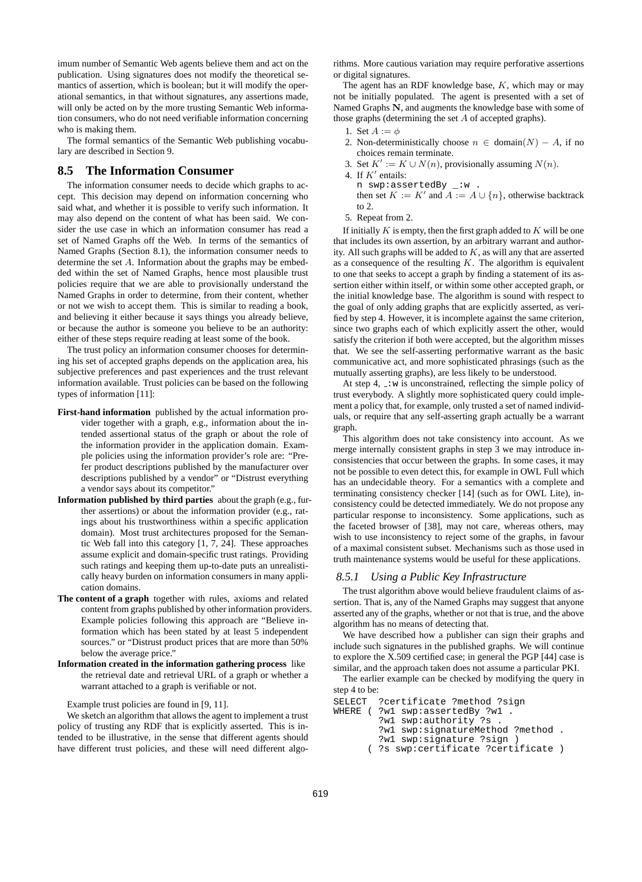imum number of Semantic Web agents believe them and act on the publication. Using signatures does not modify the theoretical semantics of assertion, which is boolean; but it will modify the operational semantics, in that without signatures, any assertions made, will only be acted on by the more trusting Semantic Web information consumers, who do not need verifiable information concerning who is making them.

The formal semantics of the Semantic Web publishing vocabulary are described in Section 9.

## 8.5 The Information Consumer

The information consumer needs to decide which graphs to accept. This decision may depend on information concerning who said what, and whether it is possible to verify such information. It may also depend on the content of what has been said. We consider the use case in which an information consumer has read a set of Named Graphs off the Web. In terms of the semantics of Named Graphs (Section 8.1), the information consumer needs to determine the set $A$. Information about the graphs may be embedded within the set of Named Graphs, hence most plausible trust policies require that we are able to provisionally understand the Named Graphs in order to determine, from their content, whether or not we wish to accept them. This is similar to reading a book, and believing it either because it says things you already believe, or because the author is someone you believe to be an authority: either of these steps require reading at least some of the book.

The trust policy an information consumer chooses for determining his set of accepted graphs depends on the application area, his subjective preferences and past experiences and the trust relevant information available. Trust policies can be based on the following types of information [11]:

**First-hand information** published by the actual information provider together with a graph, e.g., information about the intended assertional status of the graph or about the role of the information provider in the application domain. Example policies using the information provider's role are: "Prefer product descriptions published by the manufacturer over descriptions published by a vendor" or "Distrust everything a vendor says about its competitor."

**Information published by third parties** about the graph (e.g., further assertions) or about the information provider (e.g., ratings about his trustworthiness within a specific application domain). Most trust architectures proposed for the Semantic Web fall into this category [1, 7, 24]. These approaches assume explicit and domain-specific trust ratings. Providing such ratings and keeping them up-to-date puts an unrealistically heavy burden on information consumers in many application domains.

**The content of a graph** together with rules, axioms and related content from graphs published by other information providers. Example policies following this approach are "Believe information which has been stated by at least 5 independent sources." or "Distrust product prices that are more than 50% below the average price."

**Information created in the information gathering process** like the retrieval date and retrieval URL of a graph or whether a warrant attached to a graph is verifiable or not.

Example trust policies are found in [9, 11].

We sketch an algorithm that allows the agent to implement a trust policy of trusting any RDF that is explicitly asserted. This is intended to be illustrative, in the sense that different agents should have different trust policies, and these will need different algorithms. More cautious variation may require perforative assertions or digital signatures.

The agent has an RDF knowledge base, $K$, which may or may not be initially populated. The agent is presented with a set of Named Graphs $\mathbf{N}$, and augments the knowledge base with some of those graphs (determining the set $A$ of accepted graphs).

1. Set $A := \phi$
2. Non-deterministically choose $n \in \text{domain}(N) - A$, if no choices remain terminate.
3. Set $K' := K \cup N(n)$, provisionally assuming $N(n)$.
4. If $K'$ entails:
   `n swp:assertedBy _:w .`
   then set $K := K'$ and $A := A \cup \{n\}$, otherwise backtrack to 2.
5. Repeat from 2.

If initially $K$ is empty, then the first graph added to $K$ will be one that includes its own assertion, by an arbitrary warrant and authority. All such graphs will be added to $K$, as will any that are asserted as a consequence of the resulting $K$. The algorithm is equivalent to one that seeks to accept a graph by finding a statement of its assertion either within itself, or within some other accepted graph, or the initial knowledge base. The algorithm is sound with respect to the goal of only adding graphs that are explicitly asserted, as verified by step 4. However, it is incomplete against the same criterion, since two graphs each of which explicitly assert the other, would satisfy the criterion if both were accepted, but the algorithm misses that. We see the self-asserting performative warrant as the basic communicative act, and more sophisticated phrasings (such as the mutually asserting graphs), are less likely to be understood.

At step 4, `_:w` is unconstrained, reflecting the simple policy of trust everybody. A slightly more sophisticated query could implement a policy that, for example, only trusted a set of named individuals, or require that any self-asserting graph actually be a warrant graph.

This algorithm does not take consistency into account. As we merge internally consistent graphs in step 3 we may introduce inconsistencies that occur between the graphs. In some cases, it may not be possible to even detect this, for example in OWL Full which has an undecidable theory. For a semantics with a complete and terminating consistency checker [14] (such as for OWL Lite), inconsistency could be detected immediately. We do not propose any particular response to inconsistency. Some applications, such as the faceted browser of [38], may not care, whereas others, may wish to use inconsistency to reject some of the graphs, in favour of a maximal consistent subset. Mechanisms such as those used in truth maintenance systems would be useful for these applications.

### 8.5.1 Using a Public Key Infrastructure

The trust algorithm above would believe fraudulent claims of assertion. That is, any of the Named Graphs may suggest that anyone asserted any of the graphs, whether or not that is true, and the above algorithm has no means of detecting that.

We have described how a publisher can sign their graphs and include such signatures in the published graphs. We will continue to explore the X.509 certified case; in general the PGP [44] case is similar, and the approach taken does not assume a particular PKI.

The earlier example can be checked by modifying the query in step 4 to be:

```
SELECT  ?certificate ?method ?sign
WHERE ( ?w1 swp:assertedBy ?w1 .
        ?w1 swp:authority ?s .
        ?w1 swp:signatureMethod ?method .
        ?w1 swp:signature ?sign )
      ( ?s swp:certificate ?certificate )
```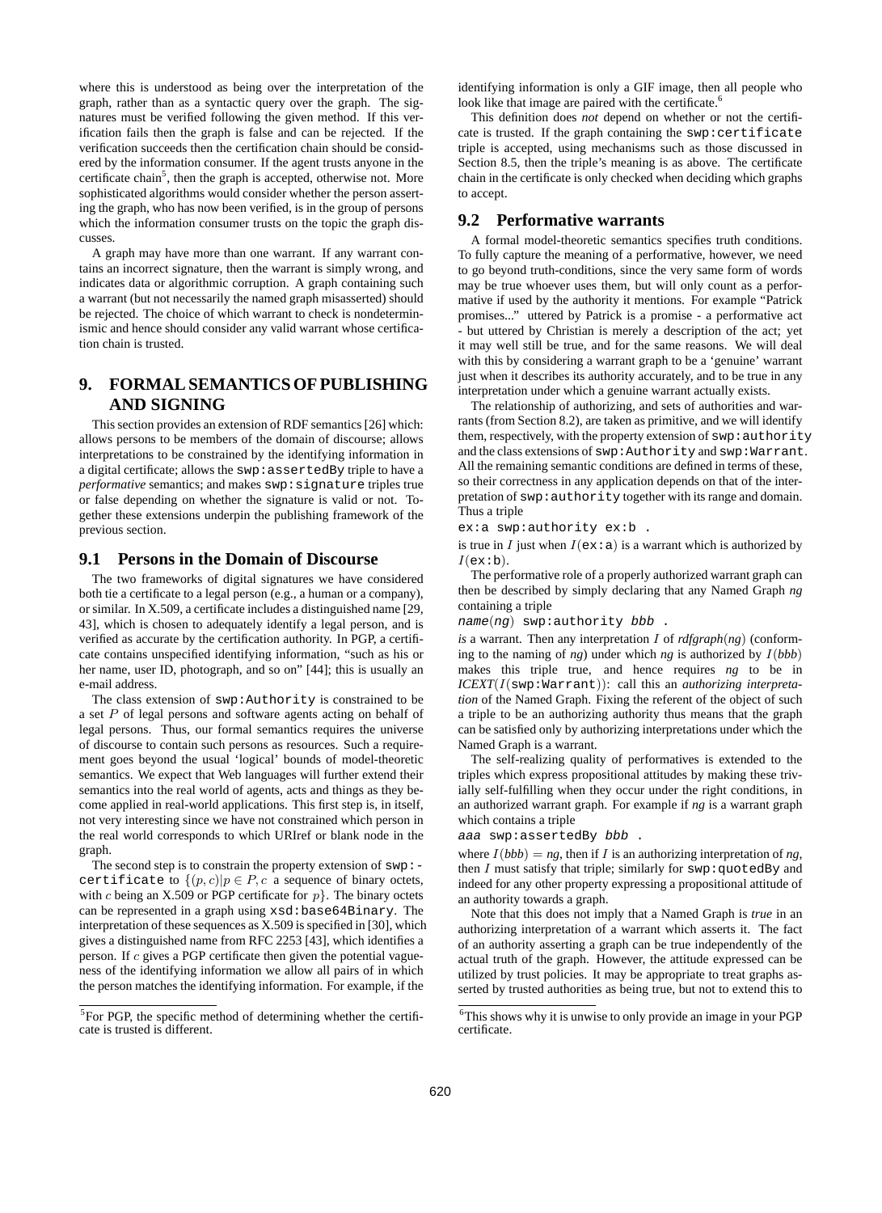where this is understood as being over the interpretation of the graph, rather than as a syntactic query over the graph. The signatures must be verified following the given method. If this verification fails then the graph is false and can be rejected. If the verification succeeds then the certification chain should be considered by the information consumer. If the agent trusts anyone in the certificate chain[5], then the graph is accepted, otherwise not. More sophisticated algorithms would consider whether the person asserting the graph, who has now been verified, is in the group of persons which the information consumer trusts on the topic the graph discusses.

A graph may have more than one warrant. If any warrant contains an incorrect signature, then the warrant is simply wrong, and indicates data or algorithmic corruption. A graph containing such a warrant (but not necessarily the named graph misasserted) should be rejected. The choice of which warrant to check is nondeterminismic and hence should consider any valid warrant whose certification chain is trusted.

# 9. FORMAL SEMANTICS OF PUBLISHING AND SIGNING

This section provides an extension of RDF semantics [26] which: allows persons to be members of the domain of discourse; allows interpretations to be constrained by the identifying information in a digital certificate; allows the `swp:assertedBy` triple to have a *performative* semantics; and makes `swp:signature` triples true or false depending on whether the signature is valid or not. Together these extensions underpin the publishing framework of the previous section.

## 9.1 Persons in the Domain of Discourse

The two frameworks of digital signatures we have considered both tie a certificate to a legal person (e.g., a human or a company), or similar. In X.509, a certificate includes a distinguished name [29, 43], which is chosen to adequately identify a legal person, and is verified as accurate by the certification authority. In PGP, a certificate contains unspecified identifying information, "such as his or her name, user ID, photograph, and so on" [44]; this is usually an e-mail address.

The class extension of `swp:Authority` is constrained to be a set $P$ of legal persons and software agents acting on behalf of legal persons. Thus, our formal semantics requires the universe of discourse to contain such persons as resources. Such a requirement goes beyond the usual 'logical' bounds of model-theoretic semantics. We expect that Web languages will further extend their semantics into the real world of agents, acts and things as they become applied in real-world applications. This first step is, in itself, not very interesting since we have not constrained which person in the real world corresponds to which URIref or blank node in the graph.

The second step is to constrain the property extension of `swp:certificate` to $\{(p, c)|p \in P, c$ a sequence of binary octets, with $c$ being an X.509 or PGP certificate for $p\}$. The binary octets can be represented in a graph using `xsd:base64Binary`. The interpretation of these sequences as X.509 is specified in [30], which gives a distinguished name from RFC 2253 [43], which identifies a person. If $c$ gives a PGP certificate then given the potential vagueness of the identifying information we allow all pairs of in which the person matches the identifying information. For example, if the identifying information is only a GIF image, then all people who look like that image are paired with the certificate.[6]

This definition does *not* depend on whether or not the certificate is trusted. If the graph containing the `swp:certificate` triple is accepted, using mechanisms such as those discussed in Section 8.5, then the triple's meaning is as above. The certificate chain in the certificate is only checked when deciding which graphs to accept.

## 9.2 Performative warrants

A formal model-theoretic semantics specifies truth conditions. To fully capture the meaning of a performative, however, we need to go beyond truth-conditions, since the very same form of words may be true whoever uses them, but will only count as a performative if used by the authority it mentions. For example "Patrick promises..." uttered by Patrick is a promise - a performative act - but uttered by Christian is merely a description of the act; yet it may well still be true, and for the same reasons. We will deal with this by considering a warrant graph to be a 'genuine' warrant just when it describes its authority accurately, and to be true in any interpretation under which a genuine warrant actually exists.

The relationship of authorizing, and sets of authorities and warrants (from Section 8.2), are taken as primitive, and we will identify them, respectively, with the property extension of `swp:authority` and the class extensions of `swp:Authority` and `swp:Warrant`. All the remaining semantic conditions are defined in terms of these, so their correctness in any application depends on that of the interpretation of `swp:authority` together with its range and domain. Thus a triple

```
ex:a swp:authority ex:b .
```

is true in $I$ just when $I(\texttt{ex:a})$ is a warrant which is authorized by $I(\texttt{ex:b})$.

The performative role of a properly authorized warrant graph can then be described by simply declaring that any Named Graph *ng* containing a triple

```
name(ng) swp:authority bbb .
```

*is* a warrant. Then any interpretation $I$ of *rdfgraph*(*ng*) (conforming to the naming of *ng*) under which *ng* is authorized by $I(bbb)$ makes this triple true, and hence requires *ng* to be in *ICEXT*($I(\texttt{swp:Warrant})$): call this an *authorizing interpretation* of the Named Graph. Fixing the referent of the object of such a triple to be an authorizing authority thus means that the graph can be satisfied only by authorizing interpretations under which the Named Graph is a warrant.

The self-realizing quality of performatives is extended to the triples which express propositional attitudes by making these trivially self-fulfilling when they occur under the right conditions, in an authorized warrant graph. For example if *ng* is a warrant graph which contains a triple

```
aaa swp:assertedBy bbb .
```

where $I(bbb) =$ *ng*, then if $I$ is an authorizing interpretation of *ng*, then $I$ must satisfy that triple; similarly for `swp:quotedBy` and indeed for any other property expressing a propositional attitude of an authority towards a graph.

Note that this does not imply that a Named Graph is *true* in an authorizing interpretation of a warrant which asserts it. The fact of an authority asserting a graph can be true independently of the actual truth of the graph. However, the attitude expressed can be utilized by trust policies. It may be appropriate to treat graphs asserted by trusted authorities as being true, but not to extend this to

[5] For PGP, the specific method of determining whether the certificate is trusted is different.

[6] This shows why it is unwise to only provide an image in your PGP certificate.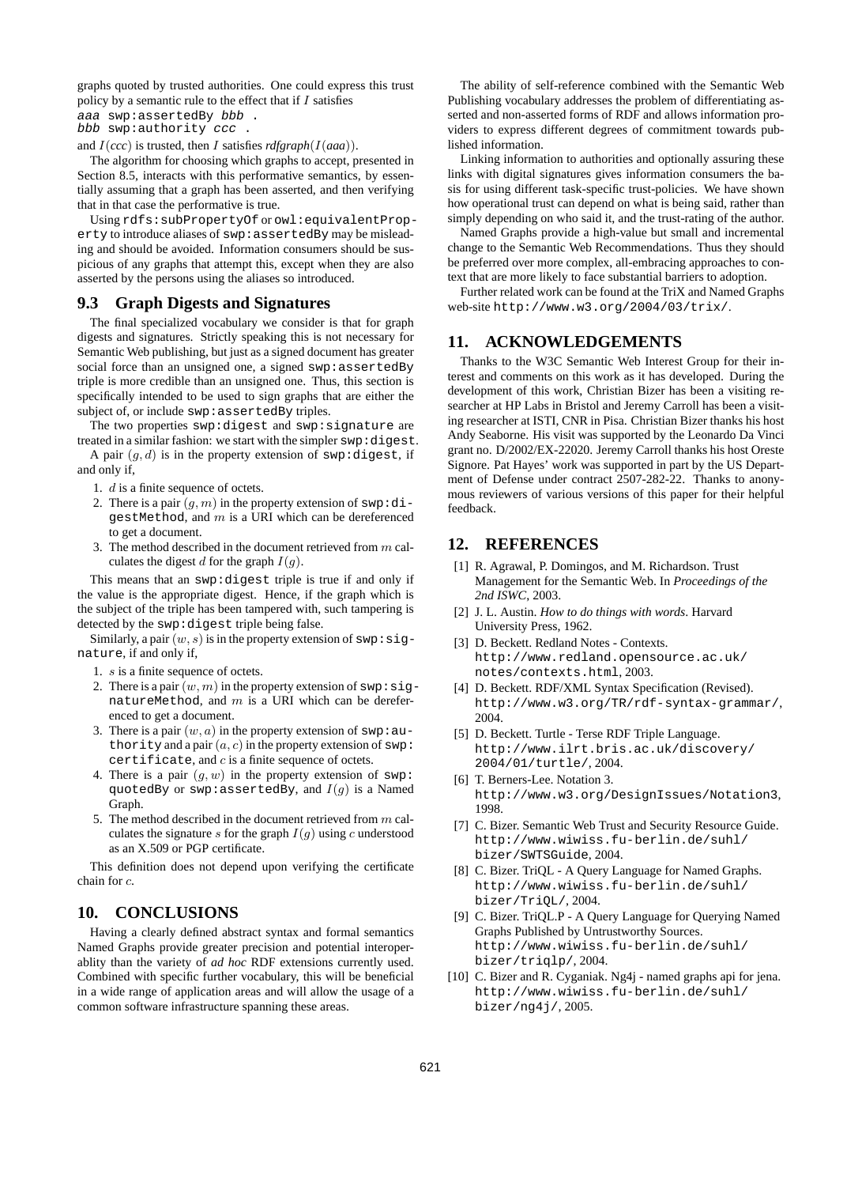graphs quoted by trusted authorities. One could express this trust policy by a semantic rule to the effect that if $I$ satisfies

```
aaa swp:assertedBy bbb .
bbb swp:authority ccc .
```

and $I(ccc)$ is trusted, then $I$ satisfies $rdfgraph(I(aaa))$.

The algorithm for choosing which graphs to accept, presented in Section 8.5, interacts with this performative semantics, by essentially assuming that a graph has been asserted, and then verifying that in that case the performative is true.

Using `rdfs:subPropertyOf` or `owl:equivalentProperty` to introduce aliases of `swp:assertedBy` may be misleading and should be avoided. Information consumers should be suspicious of any graphs that attempt this, except when they are also asserted by the persons using the aliases so introduced.

## 9.3 Graph Digests and Signatures

The final specialized vocabulary we consider is that for graph digests and signatures. Strictly speaking this is not necessary for Semantic Web publishing, but just as a signed document has greater social force than an unsigned one, a signed `swp:assertedBy` triple is more credible than an unsigned one. Thus, this section is specifically intended to be used to sign graphs that are either the subject of, or include `swp:assertedBy` triples.

The two properties `swp:digest` and `swp:signature` are treated in a similar fashion: we start with the simpler `swp:digest`.

A pair $(g, d)$ is in the property extension of `swp:digest`, if and only if,

1. $d$ is a finite sequence of octets.
2. There is a pair $(g, m)$ in the property extension of `swp:digestMethod`, and $m$ is a URI which can be dereferenced to get a document.
3. The method described in the document retrieved from $m$ calculates the digest $d$ for the graph $I(g)$.

This means that an `swp:digest` triple is true if and only if the value is the appropriate digest. Hence, if the graph which is the subject of the triple has been tampered with, such tampering is detected by the `swp:digest` triple being false.

Similarly, a pair $(w, s)$ is in the property extension of `swp:signature`, if and only if,

1. $s$ is a finite sequence of octets.
2. There is a pair $(w, m)$ in the property extension of `swp:signatureMethod`, and $m$ is a URI which can be dereferenced to get a document.
3. There is a pair $(w, a)$ in the property extension of `swp:authority` and a pair $(a, c)$ in the property extension of `swp:certificate`, and $c$ is a finite sequence of octets.
4. There is a pair $(g, w)$ in the property extension of `swp:quotedBy` or `swp:assertedBy`, and $I(g)$ is a Named Graph.
5. The method described in the document retrieved from $m$ calculates the signature $s$ for the graph $I(g)$ using $c$ understood as an X.509 or PGP certificate.

This definition does not depend upon verifying the certificate chain for $c$.

## 10. CONCLUSIONS

Having a clearly defined abstract syntax and formal semantics Named Graphs provide greater precision and potential interoperablity than the variety of *ad hoc* RDF extensions currently used. Combined with specific further vocabulary, this will be beneficial in a wide range of application areas and will allow the usage of a common software infrastructure spanning these areas.

The ability of self-reference combined with the Semantic Web Publishing vocabulary addresses the problem of differentiating asserted and non-asserted forms of RDF and allows information providers to express different degrees of commitment towards published information.

Linking information to authorities and optionally assuring these links with digital signatures gives information consumers the basis for using different task-specific trust-policies. We have shown how operational trust can depend on what is being said, rather than simply depending on who said it, and the trust-rating of the author.

Named Graphs provide a high-value but small and incremental change to the Semantic Web Recommendations. Thus they should be preferred over more complex, all-embracing approaches to context that are more likely to face substantial barriers to adoption.

Further related work can be found at the TriX and Named Graphs web-site `http://www.w3.org/2004/03/trix/`.

## 11. ACKNOWLEDGEMENTS

Thanks to the W3C Semantic Web Interest Group for their interest and comments on this work as it has developed. During the development of this work, Christian Bizer has been a visiting researcher at HP Labs in Bristol and Jeremy Carroll has been a visiting researcher at ISTI, CNR in Pisa. Christian Bizer thanks his host Andy Seaborne. His visit was supported by the Leonardo Da Vinci grant no. D/2002/EX-22020. Jeremy Carroll thanks his host Oreste Signore. Pat Hayes' work was supported in part by the US Department of Defense under contract 2507-282-22. Thanks to anonymous reviewers of various versions of this paper for their helpful feedback.

## 12. REFERENCES

[1] R. Agrawal, P. Domingos, and M. Richardson. Trust Management for the Semantic Web. In *Proceedings of the 2nd ISWC*, 2003.

[2] J. L. Austin. *How to do things with words*. Harvard University Press, 1962.

[3] D. Beckett. Redland Notes - Contexts. `http://www.redland.opensource.ac.uk/notes/contexts.html`, 2003.

[4] D. Beckett. RDF/XML Syntax Specification (Revised). `http://www.w3.org/TR/rdf-syntax-grammar/`, 2004.

[5] D. Beckett. Turtle - Terse RDF Triple Language. `http://www.ilrt.bris.ac.uk/discovery/2004/01/turtle/`, 2004.

[6] T. Berners-Lee. Notation 3. `http://www.w3.org/DesignIssues/Notation3`, 1998.

[7] C. Bizer. Semantic Web Trust and Security Resource Guide. `http://www.wiwiss.fu-berlin.de/suhl/bizer/SWTSGuide`, 2004.

[8] C. Bizer. TriQL - A Query Language for Named Graphs. `http://www.wiwiss.fu-berlin.de/suhl/bizer/TriQL/`, 2004.

[9] C. Bizer. TriQL.P - A Query Language for Querying Named Graphs Published by Untrustworthy Sources. `http://www.wiwiss.fu-berlin.de/suhl/bizer/triqlp/`, 2004.

[10] C. Bizer and R. Cyganiak. Ng4j - named graphs api for jena. `http://www.wiwiss.fu-berlin.de/suhl/bizer/ng4j/`, 2005.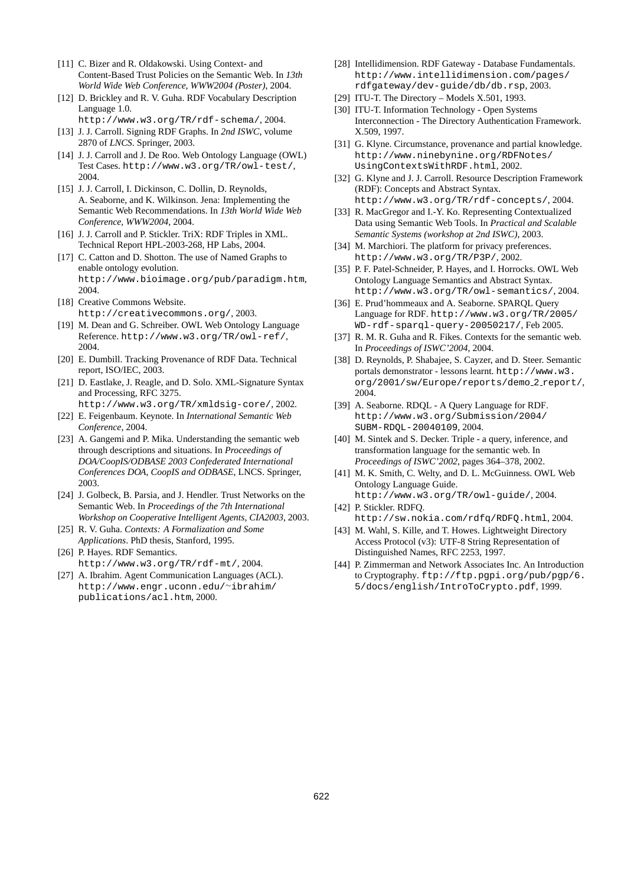[11] C. Bizer and R. Oldakowski. Using Context- and Content-Based Trust Policies on the Semantic Web. In *13th World Wide Web Conference, WWW2004 (Poster)*, 2004.

[12] D. Brickley and R. V. Guha. RDF Vocabulary Description Language 1.0. http://www.w3.org/TR/rdf-schema/, 2004.

[13] J. J. Carroll. Signing RDF Graphs. In *2nd ISWC*, volume 2870 of *LNCS*. Springer, 2003.

[14] J. J. Carroll and J. De Roo. Web Ontology Language (OWL) Test Cases. http://www.w3.org/TR/owl-test/, 2004.

[15] J. J. Carroll, I. Dickinson, C. Dollin, D. Reynolds, A. Seaborne, and K. Wilkinson. Jena: Implementing the Semantic Web Recommendations. In *13th World Wide Web Conference, WWW2004*, 2004.

[16] J. J. Carroll and P. Stickler. TriX: RDF Triples in XML. Technical Report HPL-2003-268, HP Labs, 2004.

[17] C. Catton and D. Shotton. The use of Named Graphs to enable ontology evolution. http://www.bioimage.org/pub/paradigm.htm, 2004.

[18] Creative Commons Website. http://creativecommons.org/, 2003.

[19] M. Dean and G. Schreiber. OWL Web Ontology Language Reference. http://www.w3.org/TR/owl-ref/, 2004.

[20] E. Dumbill. Tracking Provenance of RDF Data. Technical report, ISO/IEC, 2003.

[21] D. Eastlake, J. Reagle, and D. Solo. XML-Signature Syntax and Processing, RFC 3275. http://www.w3.org/TR/xmldsig-core/, 2002.

[22] E. Feigenbaum. Keynote. In *International Semantic Web Conference*, 2004.

[23] A. Gangemi and P. Mika. Understanding the semantic web through descriptions and situations. In *Proceedings of DOA/CoopIS/ODBASE 2003 Confederated International Conferences DOA, CoopIS and ODBASE*, LNCS. Springer, 2003.

[24] J. Golbeck, B. Parsia, and J. Hendler. Trust Networks on the Semantic Web. In *Proceedings of the 7th International Workshop on Cooperative Intelligent Agents, CIA2003*, 2003.

[25] R. V. Guha. *Contexts: A Formalization and Some Applications*. PhD thesis, Stanford, 1995.

[26] P. Hayes. RDF Semantics. http://www.w3.org/TR/rdf-mt/, 2004.

[27] A. Ibrahim. Agent Communication Languages (ACL). http://www.engr.uconn.edu/~ibrahim/publications/acl.htm, 2000.

[28] Intellidimension. RDF Gateway - Database Fundamentals. http://www.intellidimension.com/pages/rdfgateway/dev-guide/db/db.rsp, 2003.

[29] ITU-T. The Directory – Models X.501, 1993.

[30] ITU-T. Information Technology - Open Systems Interconnection - The Directory Authentication Framework. X.509, 1997.

[31] G. Klyne. Circumstance, provenance and partial knowledge. http://www.ninebynine.org/RDFNotes/UsingContextsWithRDF.html, 2002.

[32] G. Klyne and J. J. Carroll. Resource Description Framework (RDF): Concepts and Abstract Syntax. http://www.w3.org/TR/rdf-concepts/, 2004.

[33] R. MacGregor and I.-Y. Ko. Representing Contextualized Data using Semantic Web Tools. In *Practical and Scalable Semantic Systems (workshop at 2nd ISWC)*, 2003.

[34] M. Marchiori. The platform for privacy preferences. http://www.w3.org/TR/P3P/, 2002.

[35] P. F. Patel-Schneider, P. Hayes, and I. Horrocks. OWL Web Ontology Language Semantics and Abstract Syntax. http://www.w3.org/TR/owl-semantics/, 2004.

[36] E. Prud'hommeaux and A. Seaborne. SPARQL Query Language for RDF. http://www.w3.org/TR/2005/WD-rdf-sparql-query-20050217/, Feb 2005.

[37] R. M. R. Guha and R. Fikes. Contexts for the semantic web. In *Proceedings of ISWC'2004*, 2004.

[38] D. Reynolds, P. Shabajee, S. Cayzer, and D. Steer. Semantic portals demonstrator - lessons learnt. http://www.w3.org/2001/sw/Europe/reports/demo_2_report/, 2004.

[39] A. Seaborne. RDQL - A Query Language for RDF. http://www.w3.org/Submission/2004/SUBM-RDQL-20040109, 2004.

[40] M. Sintek and S. Decker. Triple - a query, inference, and transformation language for the semantic web. In *Proceedings of ISWC'2002*, pages 364–378, 2002.

[41] M. K. Smith, C. Welty, and D. L. McGuinness. OWL Web Ontology Language Guide. http://www.w3.org/TR/owl-guide/, 2004.

[42] P. Stickler. RDFQ. http://sw.nokia.com/rdfq/RDFQ.html, 2004.

[43] M. Wahl, S. Kille, and T. Howes. Lightweight Directory Access Protocol (v3): UTF-8 String Representation of Distinguished Names, RFC 2253, 1997.

[44] P. Zimmerman and Network Associates Inc. An Introduction to Cryptography. ftp://ftp.pgpi.org/pub/pgp/6.5/docs/english/IntroToCrypto.pdf, 1999.